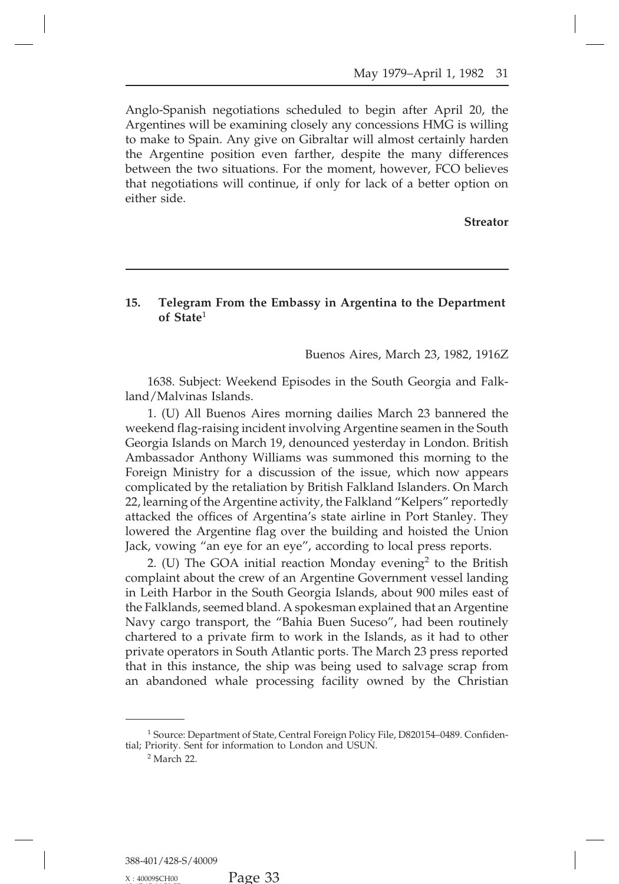Anglo-Spanish negotiations scheduled to begin after April 20, the Argentines will be examining closely any concessions HMG is willing to make to Spain. Any give on Gibraltar will almost certainly harden the Argentine position even farther, despite the many differences between the two situations. For the moment, however, FCO believes that negotiations will continue, if only for lack of a better option on either side.

**Streator**

---

## 15. Telegram From the Embassy in Argentina to the Department of State[1]

Buenos Aires, March 23, 1982, 1916Z

1638. Subject: Weekend Episodes in the South Georgia and Falkland/Malvinas Islands.

1. (U) All Buenos Aires morning dailies March 23 bannered the weekend flag-raising incident involving Argentine seamen in the South Georgia Islands on March 19, denounced yesterday in London. British Ambassador Anthony Williams was summoned this morning to the Foreign Ministry for a discussion of the issue, which now appears complicated by the retaliation by British Falkland Islanders. On March 22, learning of the Argentine activity, the Falkland "Kelpers" reportedly attacked the offices of Argentina's state airline in Port Stanley. They lowered the Argentine flag over the building and hoisted the Union Jack, vowing "an eye for an eye", according to local press reports.

2. (U) The GOA initial reaction Monday evening[2] to the British complaint about the crew of an Argentine Government vessel landing in Leith Harbor in the South Georgia Islands, about 900 miles east of the Falklands, seemed bland. A spokesman explained that an Argentine Navy cargo transport, the "Bahia Buen Suceso", had been routinely chartered to a private firm to work in the Islands, as it had to other private operators in South Atlantic ports. The March 23 press reported that in this instance, the ship was being used to salvage scrap from an abandoned whale processing facility owned by the Christian

---

[1] Source: Department of State, Central Foreign Policy File, D820154–0489. Confidential; Priority. Sent for information to London and USUN.

[2] March 22.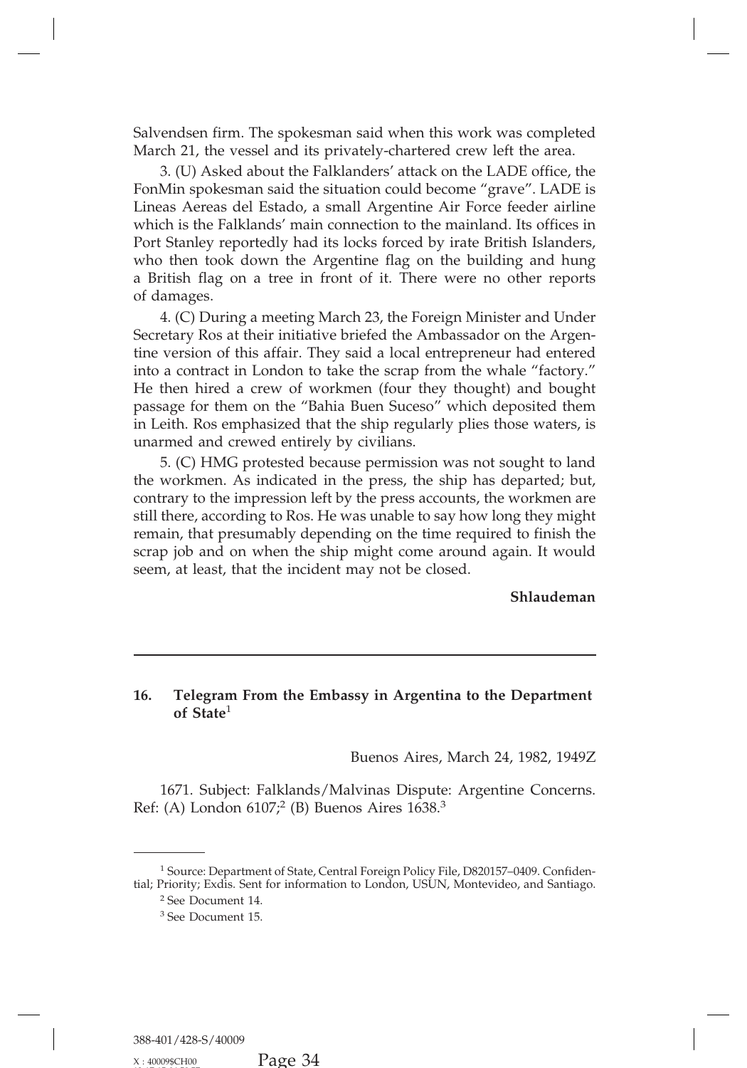Salvendsen firm. The spokesman said when this work was completed March 21, the vessel and its privately-chartered crew left the area.

3. (U) Asked about the Falklanders' attack on the LADE office, the FonMin spokesman said the situation could become "grave". LADE is Lineas Aereas del Estado, a small Argentine Air Force feeder airline which is the Falklands' main connection to the mainland. Its offices in Port Stanley reportedly had its locks forced by irate British Islanders, who then took down the Argentine flag on the building and hung a British flag on a tree in front of it. There were no other reports of damages.

4. (C) During a meeting March 23, the Foreign Minister and Under Secretary Ros at their initiative briefed the Ambassador on the Argentine version of this affair. They said a local entrepreneur had entered into a contract in London to take the scrap from the whale "factory." He then hired a crew of workmen (four they thought) and bought passage for them on the "Bahia Buen Suceso" which deposited them in Leith. Ros emphasized that the ship regularly plies those waters, is unarmed and crewed entirely by civilians.

5. (C) HMG protested because permission was not sought to land the workmen. As indicated in the press, the ship has departed; but, contrary to the impression left by the press accounts, the workmen are still there, according to Ros. He was unable to say how long they might remain, that presumably depending on the time required to finish the scrap job and on when the ship might come around again. It would seem, at least, that the incident may not be closed.

**Shlaudeman**

---

### 16. Telegram From the Embassy in Argentina to the Department of State[1]

Buenos Aires, March 24, 1982, 1949Z

1671. Subject: Falklands/Malvinas Dispute: Argentine Concerns. Ref: (A) London 6107;[2] (B) Buenos Aires 1638.[3]

---

[1] Source: Department of State, Central Foreign Policy File, D820157–0409. Confidential; Priority; Exdis. Sent for information to London, USUN, Montevideo, and Santiago.

[2] See Document 14.

[3] See Document 15.